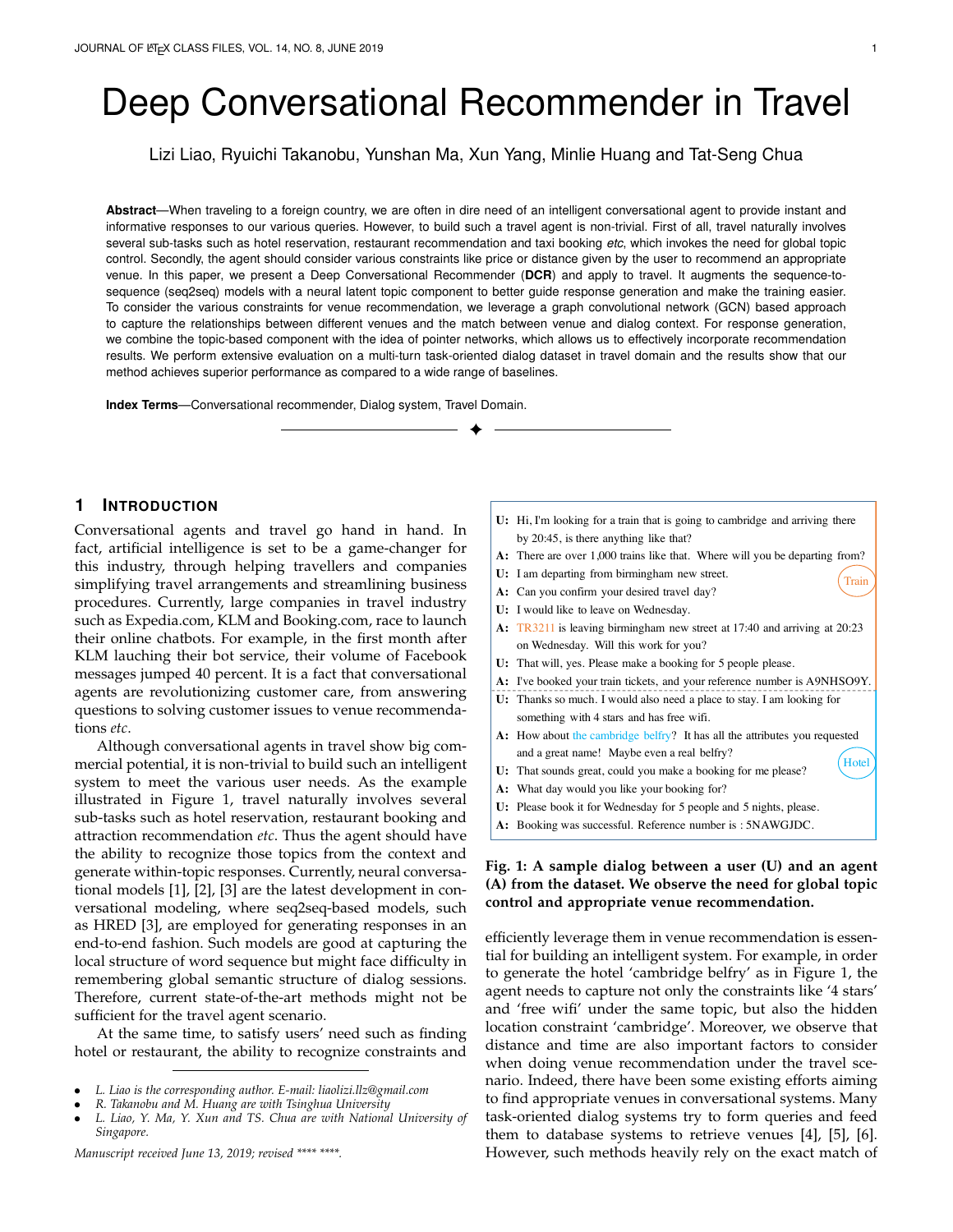# Deep Conversational Recommender in Travel

Lizi Liao, Ryuichi Takanobu, Yunshan Ma, Xun Yang, Minlie Huang and Tat-Seng Chua

**Abstract**—When traveling to a foreign country, we are often in dire need of an intelligent conversational agent to provide instant and informative responses to our various queries. However, to build such a travel agent is non-trivial. First of all, travel naturally involves several sub-tasks such as hotel reservation, restaurant recommendation and taxi booking *etc*, which invokes the need for global topic control. Secondly, the agent should consider various constraints like price or distance given by the user to recommend an appropriate venue. In this paper, we present a Deep Conversational Recommender (**DCR**) and apply to travel. It augments the sequence-to-sequence (seq2seq) models with a neural latent topic component to better guide response generation and make the training easier. To consider the various constraints for venue recommendation, we leverage a graph convolutional network (GCN) based approach to capture the relationships between different venues and the match between venue and dialog context. For response generation, we combine the topic-based component with the idea of pointer networks, which allows us to effectively incorporate recommendation results. We perform extensive evaluation on a multi-turn task-oriented dialog dataset in travel domain and the results show that our method achieves superior performance as compared to a wide range of baselines.

**Index Terms**—Conversational recommender, Dialog system, Travel Domain.

## 1 Introduction

Conversational agents and travel go hand in hand. In fact, artificial intelligence is set to be a game-changer for this industry, through helping travellers and companies simplifying travel arrangements and streamlining business procedures. Currently, large companies in travel industry such as Expedia.com, KLM and Booking.com, race to launch their online chatbots. For example, in the first month after KLM lauching their bot service, their volume of Facebook messages jumped 40 percent. It is a fact that conversational agents are revolutionizing customer care, from answering questions to solving customer issues to venue recommendations *etc*.

Although conversational agents in travel show big commercial potential, it is non-trivial to build such an intelligent system to meet the various user needs. As the example illustrated in Figure 1, travel naturally involves several sub-tasks such as hotel reservation, restaurant booking and attraction recommendation *etc*. Thus the agent should have the ability to recognize those topics from the context and generate within-topic responses. Currently, neural conversational models [1], [2], [3] are the latest development in conversational modeling, where seq2seq-based models, such as HRED [3], are employed for generating responses in an end-to-end fashion. Such models are good at capturing the local structure of word sequence but might face difficulty in remembering global semantic structure of dialog sessions. Therefore, current state-of-the-art methods might not be sufficient for the travel agent scenario.

At the same time, to satisfy users' need such as finding hotel or restaurant, the ability to recognize constraints and efficiently leverage them in venue recommendation is essential for building an intelligent system. For example, in order to generate the hotel 'cambridge belfry' as in Figure 1, the agent needs to capture not only the constraints like '4 stars' and 'free wifi' under the same topic, but also the hidden location constraint 'cambridge'. Moreover, we observe that distance and time are also important factors to consider when doing venue recommendation under the travel scenario. Indeed, there have been some existing efforts aiming to find appropriate venues in conversational systems. Many task-oriented dialog systems try to form queries and feed them to database systems to retrieve venues [4], [5], [6]. However, such methods heavily rely on the exact match of

**U:** Hi, I'm looking for a train that is going to cambridge and arriving there by 20:45, is there anything like that?
**A:** There are over 1,000 trains like that. Where will you be departing from?
**U:** I am departing from birmingham new street.
**A:** Can you confirm your desired travel day?
**U:** I would like to leave on Wednesday.
**A:** TR3211 is leaving birmingham new street at 17:40 and arriving at 20:23 on Wednesday. Will this work for you?
**U:** That will, yes. Please make a booking for 5 people please.
**A:** I've booked your train tickets, and your reference number is A9NHSO9Y.
(Train)

**U:** Thanks so much. I would also need a place to stay. I am looking for something with 4 stars and has free wifi.
**A:** How about the cambridge belfry? It has all the attributes you requested and a great name! Maybe even a real belfry?
**U:** That sounds great, could you make a booking for me please?
**A:** What day would you like your booking for?
**U:** Please book it for Wednesday for 5 people and 5 nights, please.
**A:** Booking was successful. Reference number is : 5NAWGJDC.
(Hotel)

**Fig. 1: A sample dialog between a user (U) and an agent (A) from the dataset. We observe the need for global topic control and appropriate venue recommendation.**

---

- *L. Liao is the corresponding author. E-mail: liaolizi.llz@gmail.com*
- *R. Takanobu and M. Huang are with Tsinghua University*
- *L. Liao, Y. Ma, Y. Xun and TS. Chua are with National University of Singapore.*

*Manuscript received June 13, 2019; revised \*\*\*\* \*\*\*\*.*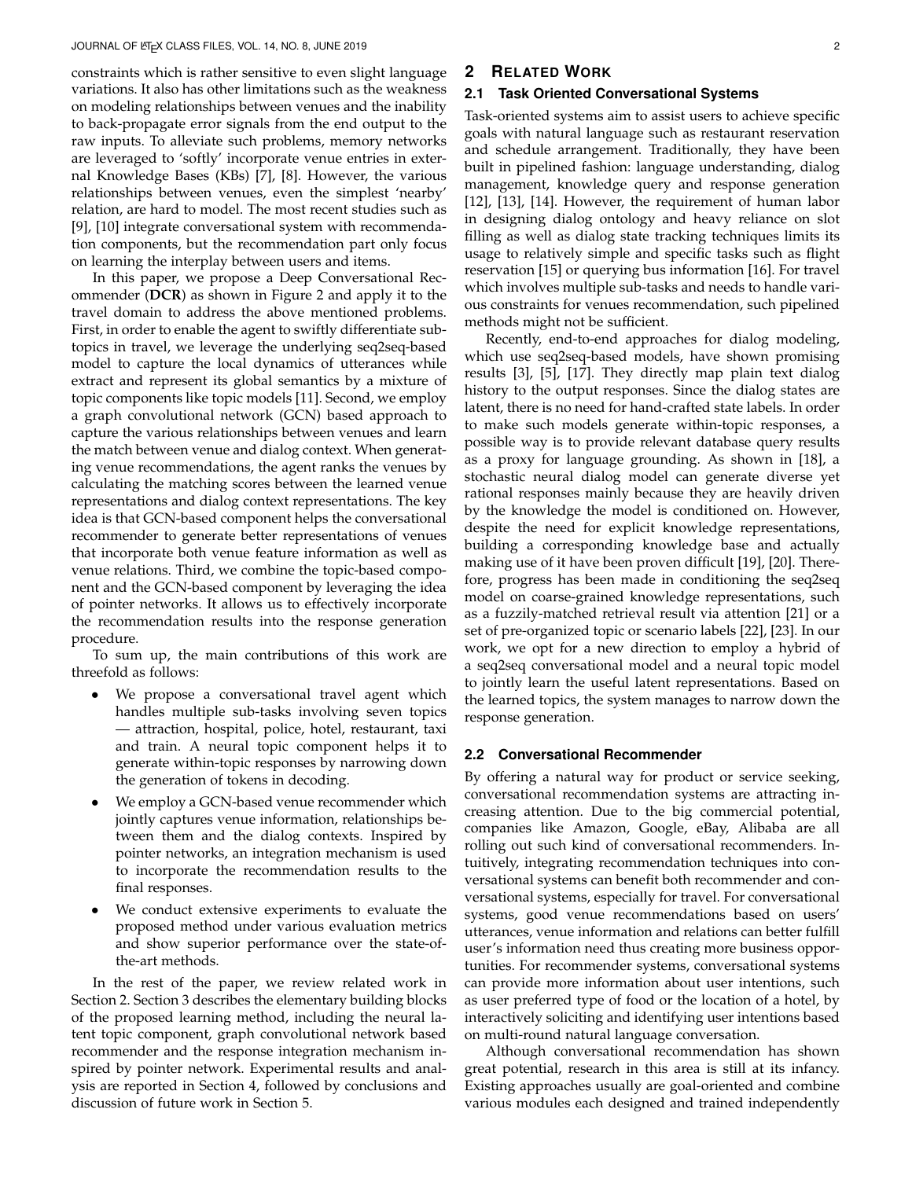constraints which is rather sensitive to even slight language variations. It also has other limitations such as the weakness on modeling relationships between venues and the inability to back-propagate error signals from the end output to the raw inputs. To alleviate such problems, memory networks are leveraged to 'softly' incorporate venue entries in external Knowledge Bases (KBs) [7], [8]. However, the various relationships between venues, even the simplest 'nearby' relation, are hard to model. The most recent studies such as [9], [10] integrate conversational system with recommendation components, but the recommendation part only focus on learning the interplay between users and items.

In this paper, we propose a Deep Conversational Recommender (**DCR**) as shown in Figure 2 and apply it to the travel domain to address the above mentioned problems. First, in order to enable the agent to swiftly differentiate subtopics in travel, we leverage the underlying seq2seq-based model to capture the local dynamics of utterances while extract and represent its global semantics by a mixture of topic components like topic models [11]. Second, we employ a graph convolutional network (GCN) based approach to capture the various relationships between venues and learn the match between venue and dialog context. When generating venue recommendations, the agent ranks the venues by calculating the matching scores between the learned venue representations and dialog context representations. The key idea is that GCN-based component helps the conversational recommender to generate better representations of venues that incorporate both venue feature information as well as venue relations. Third, we combine the topic-based component and the GCN-based component by leveraging the idea of pointer networks. It allows us to effectively incorporate the recommendation results into the response generation procedure.

To sum up, the main contributions of this work are threefold as follows:

- We propose a conversational travel agent which handles multiple sub-tasks involving seven topics — attraction, hospital, police, hotel, restaurant, taxi and train. A neural topic component helps it to generate within-topic responses by narrowing down the generation of tokens in decoding.
- We employ a GCN-based venue recommender which jointly captures venue information, relationships between them and the dialog contexts. Inspired by pointer networks, an integration mechanism is used to incorporate the recommendation results to the final responses.
- We conduct extensive experiments to evaluate the proposed method under various evaluation metrics and show superior performance over the state-of-the-art methods.

In the rest of the paper, we review related work in Section 2. Section 3 describes the elementary building blocks of the proposed learning method, including the neural latent topic component, graph convolutional network based recommender and the response integration mechanism inspired by pointer network. Experimental results and analysis are reported in Section 4, followed by conclusions and discussion of future work in Section 5.

## 2 Related Work

### 2.1 Task Oriented Conversational Systems

Task-oriented systems aim to assist users to achieve specific goals with natural language such as restaurant reservation and schedule arrangement. Traditionally, they have been built in pipelined fashion: language understanding, dialog management, knowledge query and response generation [12], [13], [14]. However, the requirement of human labor in designing dialog ontology and heavy reliance on slot filling as well as dialog state tracking techniques limits its usage to relatively simple and specific tasks such as flight reservation [15] or querying bus information [16]. For travel which involves multiple sub-tasks and needs to handle various constraints for venues recommendation, such pipelined methods might not be sufficient.

Recently, end-to-end approaches for dialog modeling, which use seq2seq-based models, have shown promising results [3], [5], [17]. They directly map plain text dialog history to the output responses. Since the dialog states are latent, there is no need for hand-crafted state labels. In order to make such models generate within-topic responses, a possible way is to provide relevant database query results as a proxy for language grounding. As shown in [18], a stochastic neural dialog model can generate diverse yet rational responses mainly because they are heavily driven by the knowledge the model is conditioned on. However, despite the need for explicit knowledge representations, building a corresponding knowledge base and actually making use of it have been proven difficult [19], [20]. Therefore, progress has been made in conditioning the seq2seq model on coarse-grained knowledge representations, such as a fuzzily-matched retrieval result via attention [21] or a set of pre-organized topic or scenario labels [22], [23]. In our work, we opt for a new direction to employ a hybrid of a seq2seq conversational model and a neural topic model to jointly learn the useful latent representations. Based on the learned topics, the system manages to narrow down the response generation.

### 2.2 Conversational Recommender

By offering a natural way for product or service seeking, conversational recommendation systems are attracting increasing attention. Due to the big commercial potential, companies like Amazon, Google, eBay, Alibaba are all rolling out such kind of conversational recommenders. Intuitively, integrating recommendation techniques into conversational systems can benefit both recommender and conversational systems, especially for travel. For conversational systems, good venue recommendations based on users' utterances, venue information and relations can better fulfill user's information need thus creating more business opportunities. For recommender systems, conversational systems can provide more information about user intentions, such as user preferred type of food or the location of a hotel, by interactively soliciting and identifying user intentions based on multi-round natural language conversation.

Although conversational recommendation has shown great potential, research in this area is still at its infancy. Existing approaches usually are goal-oriented and combine various modules each designed and trained independently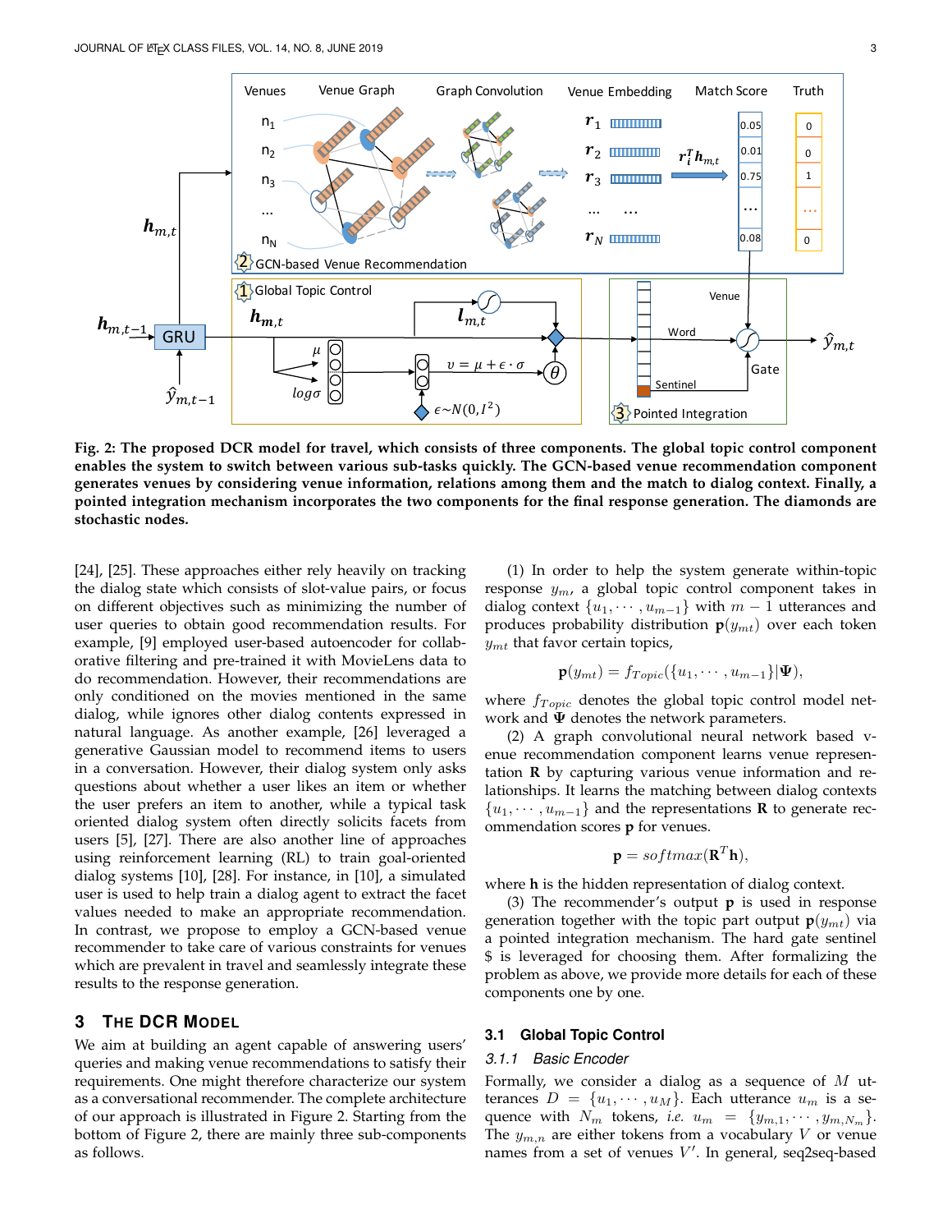Fig. 2: The proposed DCR model for travel, which consists of three components. The global topic control component enables the system to switch between various sub-tasks quickly. The GCN-based venue recommendation component generates venues by considering venue information, relations among them and the match to dialog context. Finally, a pointed integration mechanism incorporates the two components for the final response generation. The diamonds are stochastic nodes.

[24], [25]. These approaches either rely heavily on tracking the dialog state which consists of slot-value pairs, or focus on different objectives such as minimizing the number of user queries to obtain good recommendation results. For example, [9] employed user-based autoencoder for collaborative filtering and pre-trained it with MovieLens data to do recommendation. However, their recommendations are only conditioned on the movies mentioned in the same dialog, while ignores other dialog contents expressed in natural language. As another example, [26] leveraged a generative Gaussian model to recommend items to users in a conversation. However, their dialog system only asks questions about whether a user likes an item or whether the user prefers an item to another, while a typical task oriented dialog system often directly solicits facets from users [5], [27]. There are also another line of approaches using reinforcement learning (RL) to train goal-oriented dialog systems [10], [28]. For instance, in [10], a simulated user is used to help train a dialog agent to extract the facet values needed to make an appropriate recommendation. In contrast, we propose to employ a GCN-based venue recommender to take care of various constraints for venues which are prevalent in travel and seamlessly integrate these results to the response generation.

## 3 The DCR Model

We aim at building an agent capable of answering users' queries and making venue recommendations to satisfy their requirements. One might therefore characterize our system as a conversational recommender. The complete architecture of our approach is illustrated in Figure 2. Starting from the bottom of Figure 2, there are mainly three sub-components as follows.

(1) In order to help the system generate within-topic response $y_m$, a global topic control component takes in dialog context $\{u_1, \cdots, u_{m-1}\}$ with $m-1$ utterances and produces probability distribution $\mathbf{p}(y_{mt})$ over each token $y_{mt}$ that favor certain topics,

$$\mathbf{p}(y_{mt}) = f_{Topic}(\{u_1, \cdots, u_{m-1}\}|\mathbf{\Psi}),$$

where $f_{Topic}$ denotes the global topic control model network and $\mathbf{\Psi}$ denotes the network parameters.

(2) A graph convolutional neural network based venue recommendation component learns venue representation $\mathbf{R}$ by capturing various venue information and relationships. It learns the matching between dialog contexts $\{u_1, \cdots, u_{m-1}\}$ and the representations $\mathbf{R}$ to generate recommendation scores $\mathbf{p}$ for venues.

$$\mathbf{p} = softmax(\mathbf{R}^T\mathbf{h}),$$

where $\mathbf{h}$ is the hidden representation of dialog context.

(3) The recommender's output $\mathbf{p}$ is used in response generation together with the topic part output $\mathbf{p}(y_{mt})$ via a pointed integration mechanism. The hard gate sentinel $ is leveraged for choosing them. After formalizing the problem as above, we provide more details for each of these components one by one.

### 3.1 Global Topic Control

#### 3.1.1 Basic Encoder

Formally, we consider a dialog as a sequence of $M$ utterances $D = \{u_1, \cdots, u_M\}$. Each utterance $u_m$ is a sequence with $N_m$ tokens, *i.e.* $u_m = \{y_{m,1}, \cdots, y_{m,N_m}\}$. The $y_{m,n}$ are either tokens from a vocabulary $V$ or venue names from a set of venues $V'$. In general, seq2seq-based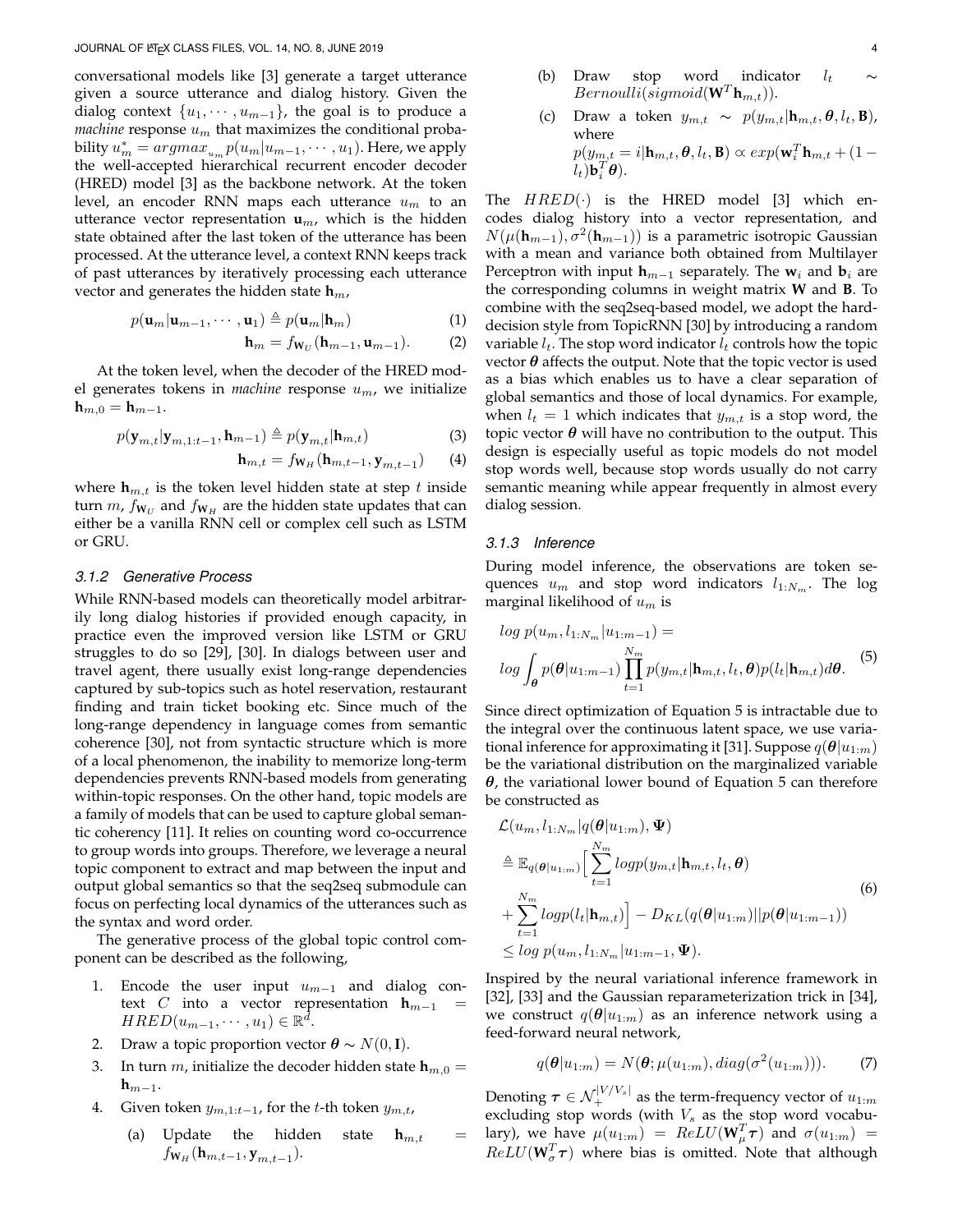conversational models like [3] generate a target utterance given a source utterance and dialog history. Given the dialog context $\{u_1, \cdots, u_{m-1}\}$, the goal is to produce a *machine* response $u_m$ that maximizes the conditional probability $u_m^* = argmax_{u_m} p(u_m|u_{m-1}, \cdots, u_1)$. Here, we apply the well-accepted hierarchical recurrent encoder decoder (HRED) model [3] as the backbone network. At the token level, an encoder RNN maps each utterance $u_m$ to an utterance vector representation $\mathbf{u}_m$, which is the hidden state obtained after the last token of the utterance has been processed. At the utterance level, a context RNN keeps track of past utterances by iteratively processing each utterance vector and generates the hidden state $\mathbf{h}_m$,

$$p(\mathbf{u}_m|\mathbf{u}_{m-1}, \cdots, \mathbf{u}_1) \triangleq p(\mathbf{u}_m|\mathbf{h}_m) \tag{1}$$

$$\mathbf{h}_m = f_{\mathbf{W}_U}(\mathbf{h}_{m-1}, \mathbf{u}_{m-1}). \tag{2}$$

At the token level, when the decoder of the HRED model generates tokens in *machine* response $u_m$, we initialize $\mathbf{h}_{m,0} = \mathbf{h}_{m-1}$.

$$p(\mathbf{y}_{m,t}|\mathbf{y}_{m,1:t-1}, \mathbf{h}_{m-1}) \triangleq p(\mathbf{y}_{m,t}|\mathbf{h}_{m,t}) \tag{3}$$

$$\mathbf{h}_{m,t} = f_{\mathbf{W}_H}(\mathbf{h}_{m,t-1}, \mathbf{y}_{m,t-1}) \tag{4}$$

where $\mathbf{h}_{m,t}$ is the token level hidden state at step $t$ inside turn $m$, $f_{\mathbf{W}_U}$ and $f_{\mathbf{W}_H}$ are the hidden state updates that can either be a vanilla RNN cell or complex cell such as LSTM or GRU.

### 3.1.2 Generative Process

While RNN-based models can theoretically model arbitrarily long dialog histories if provided enough capacity, in practice even the improved version like LSTM or GRU struggles to do so [29], [30]. In dialogs between user and travel agent, there usually exist long-range dependencies captured by sub-topics such as hotel reservation, restaurant finding and train ticket booking etc. Since much of the long-range dependency in language comes from semantic coherence [30], not from syntactic structure which is more of a local phenomenon, the inability to memorize long-term dependencies prevents RNN-based models from generating within-topic responses. On the other hand, topic models are a family of models that can be used to capture global semantic coherency [11]. It relies on counting word co-occurrence to group words into groups. Therefore, we leverage a neural topic component to extract and map between the input and output global semantics so that the seq2seq submodule can focus on perfecting local dynamics of the utterances such as the syntax and word order.

The generative process of the global topic control component can be described as the following,

1. Encode the user input $u_{m-1}$ and dialog context $C$ into a vector representation $\mathbf{h}_{m-1} = HRED(u_{m-1}, \cdots, u_1) \in \mathbb{R}^d$.
2. Draw a topic proportion vector $\boldsymbol{\theta} \sim N(0, \mathbf{I})$.
3. In turn $m$, initialize the decoder hidden state $\mathbf{h}_{m,0} = \mathbf{h}_{m-1}$.
4. Given token $y_{m,1:t-1}$, for the $t$-th token $y_{m,t}$,
   (a) Update the hidden state $\mathbf{h}_{m,t} = f_{\mathbf{W}_H}(\mathbf{h}_{m,t-1}, \mathbf{y}_{m,t-1})$.
   (b) Draw stop word indicator $l_t \sim Bernoulli(sigmoid(\mathbf{W}^T\mathbf{h}_{m,t}))$.
   (c) Draw a token $y_{m,t} \sim p(y_{m,t}|\mathbf{h}_{m,t}, \boldsymbol{\theta}, l_t, \mathbf{B})$, where $p(y_{m,t} = i|\mathbf{h}_{m,t}, \boldsymbol{\theta}, l_t, \mathbf{B}) \propto exp(\mathbf{w}_i^T\mathbf{h}_{m,t} + (1 - l_t)\mathbf{b}_i^T\boldsymbol{\theta})$.

The $HRED(\cdot)$ is the HRED model [3] which encodes dialog history into a vector representation, and $N(\mu(\mathbf{h}_{m-1}), \sigma^2(\mathbf{h}_{m-1}))$ is a parametric isotropic Gaussian with a mean and variance both obtained from Multilayer Perceptron with input $\mathbf{h}_{m-1}$ separately. The $\mathbf{w}_i$ and $\mathbf{b}_i$ are the corresponding columns in weight matrix $\mathbf{W}$ and $\mathbf{B}$. To combine with the seq2seq-based model, we adopt the hard-decision style from TopicRNN [30] by introducing a random variable $l_t$. The stop word indicator $l_t$ controls how the topic vector $\boldsymbol{\theta}$ affects the output. Note that the topic vector is used as a bias which enables us to have a clear separation of global semantics and those of local dynamics. For example, when $l_t = 1$ which indicates that $y_{m,t}$ is a stop word, the topic vector $\boldsymbol{\theta}$ will have no contribution to the output. This design is especially useful as topic models do not model stop words well, because stop words usually do not carry semantic meaning while appear frequently in almost every dialog session.

### 3.1.3 Inference

During model inference, the observations are token sequences $u_m$ and stop word indicators $l_{1:N_m}$. The log marginal likelihood of $u_m$ is

$$\begin{aligned} &log\ p(u_m, l_{1:N_m}|u_{1:m-1}) = \\ &log \int_{\boldsymbol{\theta}} p(\boldsymbol{\theta}|u_{1:m-1}) \prod_{t=1}^{N_m} p(y_{m,t}|\mathbf{h}_{m,t}, l_t, \boldsymbol{\theta}) p(l_t|\mathbf{h}_{m,t}) d\boldsymbol{\theta}. \end{aligned} \tag{5}$$

Since direct optimization of Equation 5 is intractable due to the integral over the continuous latent space, we use variational inference for approximating it [31]. Suppose $q(\boldsymbol{\theta}|u_{1:m})$ be the variational distribution on the marginalized variable $\boldsymbol{\theta}$, the variational lower bound of Equation 5 can therefore be constructed as

$$\begin{aligned} &\mathcal{L}(u_m, l_{1:N_m}|q(\boldsymbol{\theta}|u_{1:m}), \boldsymbol{\Psi}) \\ &\triangleq \mathbb{E}_{q(\boldsymbol{\theta}|u_{1:m})}\Big[\sum_{t=1}^{N_m} logp(y_{m,t}|\mathbf{h}_{m,t}, l_t, \boldsymbol{\theta}) \\ &+ \sum_{t=1}^{N_m} logp(l_t|\mathbf{h}_{m,t})\Big] - D_{KL}(q(\boldsymbol{\theta}|u_{1:m})||p(\boldsymbol{\theta}|u_{1:m-1})) \\ &\le log\ p(u_m, l_{1:N_m}|u_{1:m-1}, \boldsymbol{\Psi}). \end{aligned} \tag{6}$$

Inspired by the neural variational inference framework in [32], [33] and the Gaussian reparameterization trick in [34], we construct $q(\boldsymbol{\theta}|u_{1:m})$ as an inference network using a feed-forward neural network,

$$q(\boldsymbol{\theta}|u_{1:m}) = N(\boldsymbol{\theta}; \mu(u_{1:m}), diag(\sigma^2(u_{1:m}))). \tag{7}$$

Denoting $\boldsymbol{\tau} \in \mathcal{N}_+^{|V/V_s|}$ as the term-frequency vector of $u_{1:m}$ excluding stop words (with $V_s$ as the stop word vocabulary), we have $\mu(u_{1:m}) = ReLU(\mathbf{W}_\mu^T\boldsymbol{\tau})$ and $\sigma(u_{1:m}) = ReLU(\mathbf{W}_\sigma^T\boldsymbol{\tau})$ where bias is omitted. Note that although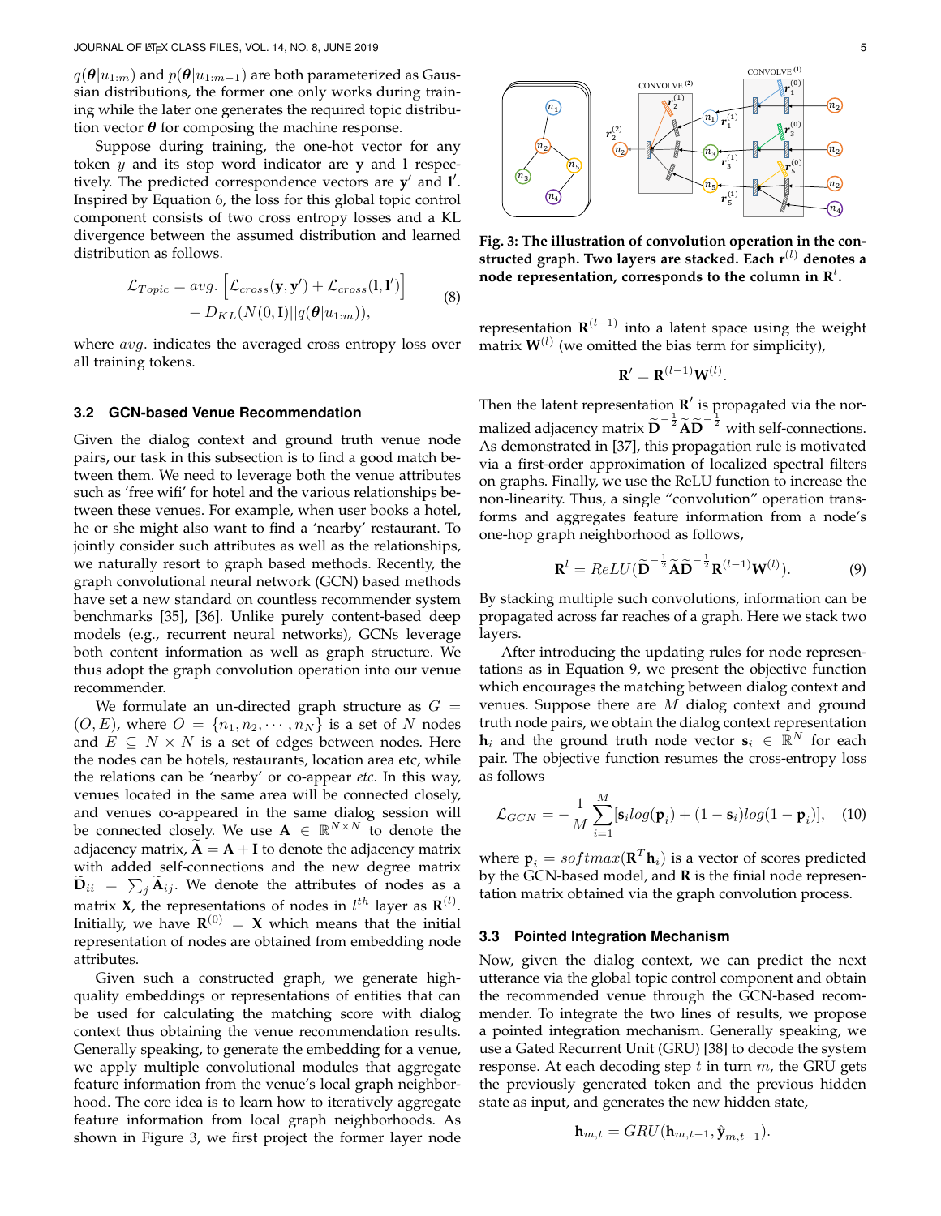$q(\boldsymbol{\theta}|u_{1:m})$ and $p(\boldsymbol{\theta}|u_{1:m-1})$ are both parameterized as Gaussian distributions, the former one only works during training while the later one generates the required topic distribution vector $\boldsymbol{\theta}$ for composing the machine response.

Suppose during training, the one-hot vector for any token $y$ and its stop word indicator are $\mathbf{y}$ and $\mathbf{l}$ respectively. The predicted correspondence vectors are $\mathbf{y}'$ and $\mathbf{l}'$. Inspired by Equation 6, the loss for this global topic control component consists of two cross entropy losses and a KL divergence between the assumed distribution and learned distribution as follows.

$$\mathcal{L}_{Topic} = avg.\left[\mathcal{L}_{cross}(\mathbf{y}, \mathbf{y}') + \mathcal{L}_{cross}(\mathbf{l}, \mathbf{l}')\right] - D_{KL}(N(0, \mathbf{I})||q(\boldsymbol{\theta}|u_{1:m})), \tag{8}$$

where $avg.$ indicates the averaged cross entropy loss over all training tokens.

### 3.2 GCN-based Venue Recommendation

Given the dialog context and ground truth venue node pairs, our task in this subsection is to find a good match between them. We need to leverage both the venue attributes such as 'free wifi' for hotel and the various relationships between these venues. For example, when user books a hotel, he or she might also want to find a 'nearby' restaurant. To jointly consider such attributes as well as the relationships, we naturally resort to graph based methods. Recently, the graph convolutional neural network (GCN) based methods have set a new standard on countless recommender system benchmarks [35], [36]. Unlike purely content-based deep models (e.g., recurrent neural networks), GCNs leverage both content information as well as graph structure. We thus adopt the graph convolution operation into our venue recommender.

We formulate an un-directed graph structure as $G = (O, E)$, where $O = \{n_1, n_2, \cdots, n_N\}$ is a set of $N$ nodes and $E \subseteq N \times N$ is a set of edges between nodes. Here the nodes can be hotels, restaurants, location area etc, while the relations can be 'nearby' or co-appear *etc.* In this way, venues located in the same area will be connected closely, and venues co-appeared in the same dialog session will be connected closely. We use $\mathbf{A} \in \mathbb{R}^{N \times N}$ to denote the adjacency matrix, $\widetilde{\mathbf{A}} = \mathbf{A} + \mathbf{I}$ to denote the adjacency matrix with added self-connections and the new degree matrix $\widetilde{\mathbf{D}}_{ii} = \sum_j \widetilde{\mathbf{A}}_{ij}$. We denote the attributes of nodes as a matrix $\mathbf{X}$, the representations of nodes in $l^{th}$ layer as $\mathbf{R}^{(l)}$. Initially, we have $\mathbf{R}^{(0)} = \mathbf{X}$ which means that the initial representation of nodes are obtained from embedding node attributes.

Given such a constructed graph, we generate high-quality embeddings or representations of entities that can be used for calculating the matching score with dialog context thus obtaining the venue recommendation results. Generally speaking, to generate the embedding for a venue, we apply multiple convolutional modules that aggregate feature information from the venue's local graph neighborhood. The core idea is to learn how to iteratively aggregate feature information from local graph neighborhoods. As shown in Figure 3, we first project the former layer node

**Fig. 3: The illustration of convolution operation in the constructed graph. Two layers are stacked. Each $\mathbf{r}^{(l)}$ denotes a node representation, corresponds to the column in $\mathbf{R}^{l}$.**

representation $\mathbf{R}^{(l-1)}$ into a latent space using the weight matrix $\mathbf{W}^{(l)}$ (we omitted the bias term for simplicity),

$$\mathbf{R}' = \mathbf{R}^{(l-1)}\mathbf{W}^{(l)}.$$

Then the latent representation $\mathbf{R}'$ is propagated via the normalized adjacency matrix $\widetilde{\mathbf{D}}^{-\frac{1}{2}}\widetilde{\mathbf{A}}\widetilde{\mathbf{D}}^{-\frac{1}{2}}$ with self-connections. As demonstrated in [37], this propagation rule is motivated via a first-order approximation of localized spectral filters on graphs. Finally, we use the ReLU function to increase the non-linearity. Thus, a single "convolution" operation transforms and aggregates feature information from a node's one-hop graph neighborhood as follows,

$$\mathbf{R}^{l} = ReLU(\widetilde{\mathbf{D}}^{-\frac{1}{2}}\widetilde{\mathbf{A}}\widetilde{\mathbf{D}}^{-\frac{1}{2}}\mathbf{R}^{(l-1)}\mathbf{W}^{(l)}). \tag{9}$$

By stacking multiple such convolutions, information can be propagated across far reaches of a graph. Here we stack two layers.

After introducing the updating rules for node representations as in Equation 9, we present the objective function which encourages the matching between dialog context and venues. Suppose there are $M$ dialog context and ground truth node pairs, we obtain the dialog context representation $\mathbf{h}_i$ and the ground truth node vector $\mathbf{s}_i \in \mathbb{R}^N$ for each pair. The objective function resumes the cross-entropy loss as follows

$$\mathcal{L}_{GCN} = -\frac{1}{M}\sum_{i=1}^{M}[\mathbf{s}_i log(\mathbf{p}_i) + (1 - \mathbf{s}_i) log(1 - \mathbf{p}_i)], \tag{10}$$

where $\mathbf{p}_i = softmax(\mathbf{R}^T\mathbf{h}_i)$ is a vector of scores predicted by the GCN-based model, and $\mathbf{R}$ is the finial node representation matrix obtained via the graph convolution process.

### 3.3 Pointed Integration Mechanism

Now, given the dialog context, we can predict the next utterance via the global topic control component and obtain the recommended venue through the GCN-based recommender. To integrate the two lines of results, we propose a pointed integration mechanism. Generally speaking, we use a Gated Recurrent Unit (GRU) [38] to decode the system response. At each decoding step $t$ in turn $m$, the GRU gets the previously generated token and the previous hidden state as input, and generates the new hidden state,

$$\mathbf{h}_{m,t} = GRU(\mathbf{h}_{m,t-1}, \hat{\mathbf{y}}_{m,t-1}).$$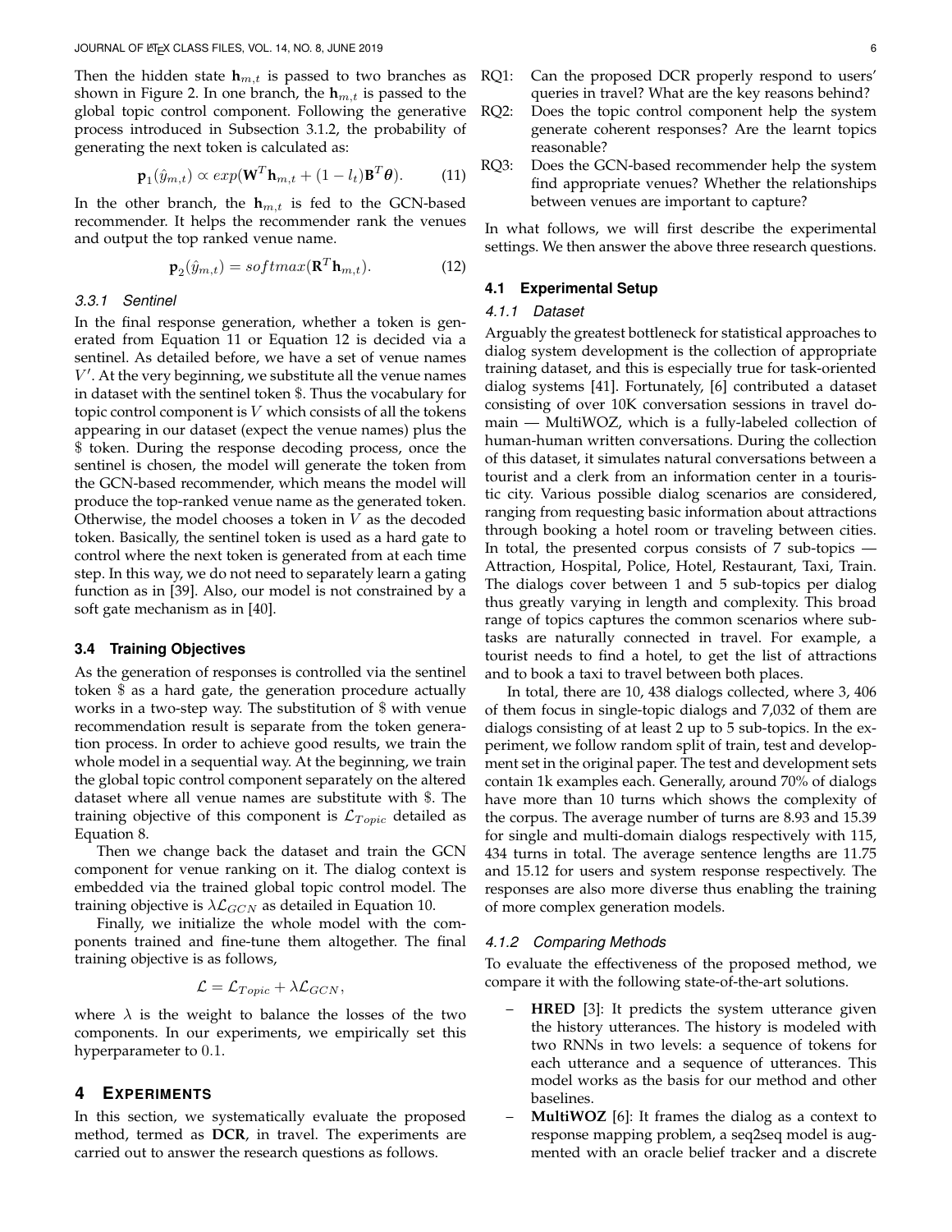Then the hidden state $\mathbf{h}_{m,t}$ is passed to two branches as shown in Figure 2. In one branch, the $\mathbf{h}_{m,t}$ is passed to the global topic control component. Following the generative process introduced in Subsection 3.1.2, the probability of generating the next token is calculated as:

$$\mathbf{p}_1(\hat{y}_{m,t}) \propto exp(\mathbf{W}^T \mathbf{h}_{m,t} + (1 - l_t)\mathbf{B}^T \boldsymbol{\theta}). \tag{11}$$

In the other branch, the $\mathbf{h}_{m,t}$ is fed to the GCN-based recommender. It helps the recommender rank the venues and output the top ranked venue name.

$$\mathbf{p}_2(\hat{y}_{m,t}) = softmax(\mathbf{R}^T \mathbf{h}_{m,t}). \tag{12}$$

#### 3.3.1 Sentinel

In the final response generation, whether a token is generated from Equation 11 or Equation 12 is decided via a sentinel. As detailed before, we have a set of venue names $V'$. At the very beginning, we substitute all the venue names in dataset with the sentinel token \$. Thus the vocabulary for topic control component is $V$ which consists of all the tokens appearing in our dataset (expect the venue names) plus the \$ token. During the response decoding process, once the sentinel is chosen, the model will generate the token from the GCN-based recommender, which means the model will produce the top-ranked venue name as the generated token. Otherwise, the model chooses a token in $V$ as the decoded token. Basically, the sentinel token is used as a hard gate to control where the next token is generated from at each time step. In this way, we do not need to separately learn a gating function as in [39]. Also, our model is not constrained by a soft gate mechanism as in [40].

### 3.4 Training Objectives

As the generation of responses is controlled via the sentinel token \$ as a hard gate, the generation procedure actually works in a two-step way. The substitution of \$ with venue recommendation result is separate from the token generation process. In order to achieve good results, we train the whole model in a sequential way. At the beginning, we train the global topic control component separately on the altered dataset where all venue names are substitute with \$. The training objective of this component is $\mathcal{L}_{Topic}$ detailed as Equation 8.

Then we change back the dataset and train the GCN component for venue ranking on it. The dialog context is embedded via the trained global topic control model. The training objective is $\lambda\mathcal{L}_{GCN}$ as detailed in Equation 10.

Finally, we initialize the whole model with the components trained and fine-tune them altogether. The final training objective is as follows,

$$\mathcal{L} = \mathcal{L}_{Topic} + \lambda\mathcal{L}_{GCN},$$

where $\lambda$ is the weight to balance the losses of the two components. In our experiments, we empirically set this hyperparameter to 0.1.

## 4 Experiments

In this section, we systematically evaluate the proposed method, termed as **DCR**, in travel. The experiments are carried out to answer the research questions as follows.

- RQ1: Can the proposed DCR properly respond to users' queries in travel? What are the key reasons behind?
- RQ2: Does the topic control component help the system generate coherent responses? Are the learnt topics reasonable?
- RQ3: Does the GCN-based recommender help the system find appropriate venues? Whether the relationships between venues are important to capture?

In what follows, we will first describe the experimental settings. We then answer the above three research questions.

### 4.1 Experimental Setup

#### 4.1.1 Dataset

Arguably the greatest bottleneck for statistical approaches to dialog system development is the collection of appropriate training dataset, and this is especially true for task-oriented dialog systems [41]. Fortunately, [6] contributed a dataset consisting of over 10K conversation sessions in travel domain — MultiWOZ, which is a fully-labeled collection of human-human written conversations. During the collection of this dataset, it simulates natural conversations between a tourist and a clerk from an information center in a touristic city. Various possible dialog scenarios are considered, ranging from requesting basic information about attractions through booking a hotel room or traveling between cities. In total, the presented corpus consists of 7 sub-topics — Attraction, Hospital, Police, Hotel, Restaurant, Taxi, Train. The dialogs cover between 1 and 5 sub-topics per dialog thus greatly varying in length and complexity. This broad range of topics captures the common scenarios where subtasks are naturally connected in travel. For example, a tourist needs to find a hotel, to get the list of attractions and to book a taxi to travel between both places.

In total, there are 10, 438 dialogs collected, where 3, 406 of them focus in single-topic dialogs and 7,032 of them are dialogs consisting of at least 2 up to 5 sub-topics. In the experiment, we follow random split of train, test and development set in the original paper. The test and development sets contain 1k examples each. Generally, around 70% of dialogs have more than 10 turns which shows the complexity of the corpus. The average number of turns are 8.93 and 15.39 for single and multi-domain dialogs respectively with 115, 434 turns in total. The average sentence lengths are 11.75 and 15.12 for users and system response respectively. The responses are also more diverse thus enabling the training of more complex generation models.

#### 4.1.2 Comparing Methods

To evaluate the effectiveness of the proposed method, we compare it with the following state-of-the-art solutions.

- **HRED** [3]: It predicts the system utterance given the history utterances. The history is modeled with two RNNs in two levels: a sequence of tokens for each utterance and a sequence of utterances. This model works as the basis for our method and other baselines.
- **MultiWOZ** [6]: It frames the dialog as a context to response mapping problem, a seq2seq model is augmented with an oracle belief tracker and a discrete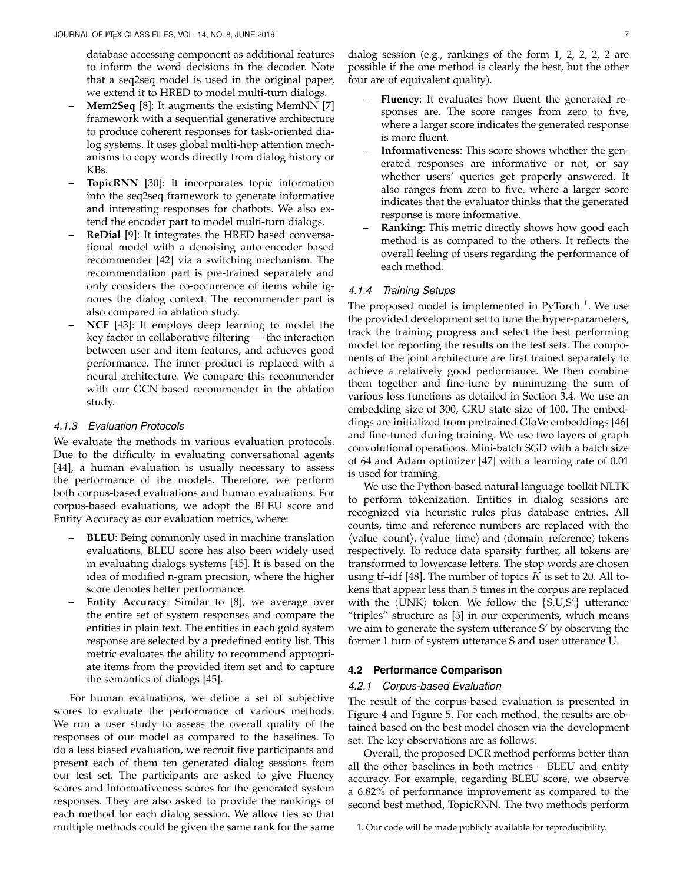database accessing component as additional features to inform the word decisions in the decoder. Note that a seq2seq model is used in the original paper, we extend it to HRED to model multi-turn dialogs.

- **Mem2Seq** [8]: It augments the existing MemNN [7] framework with a sequential generative architecture to produce coherent responses for task-oriented dialog systems. It uses global multi-hop attention mechanisms to copy words directly from dialog history or KBs.
- **TopicRNN** [30]: It incorporates topic information into the seq2seq framework to generate informative and interesting responses for chatbots. We also extend the encoder part to model multi-turn dialogs.
- **ReDial** [9]: It integrates the HRED based conversational model with a denoising auto-encoder based recommender [42] via a switching mechanism. The recommendation part is pre-trained separately and only considers the co-occurrence of items while ignores the dialog context. The recommender part is also compared in ablation study.
- **NCF** [43]: It employs deep learning to model the key factor in collaborative filtering — the interaction between user and item features, and achieves good performance. The inner product is replaced with a neural architecture. We compare this recommender with our GCN-based recommender in the ablation study.

#### 4.1.3 Evaluation Protocols

We evaluate the methods in various evaluation protocols. Due to the difficulty in evaluating conversational agents [44], a human evaluation is usually necessary to assess the performance of the models. Therefore, we perform both corpus-based evaluations and human evaluations. For corpus-based evaluations, we adopt the BLEU score and Entity Accuracy as our evaluation metrics, where:

- **BLEU**: Being commonly used in machine translation evaluations, BLEU score has also been widely used in evaluating dialogs systems [45]. It is based on the idea of modified n-gram precision, where the higher score denotes better performance.
- **Entity Accuracy**: Similar to [8], we average over the entire set of system responses and compare the entities in plain text. The entities in each gold system response are selected by a predefined entity list. This metric evaluates the ability to recommend appropriate items from the provided item set and to capture the semantics of dialogs [45].

For human evaluations, we define a set of subjective scores to evaluate the performance of various methods. We run a user study to assess the overall quality of the responses of our model as compared to the baselines. To do a less biased evaluation, we recruit five participants and present each of them ten generated dialog sessions from our test set. The participants are asked to give Fluency scores and Informativeness scores for the generated system responses. They are also asked to provide the rankings of each method for each dialog session. We allow ties so that multiple methods could be given the same rank for the same dialog session (e.g., rankings of the form 1, 2, 2, 2, 2 are possible if the one method is clearly the best, but the other four are of equivalent quality).

- **Fluency**: It evaluates how fluent the generated responses are. The score ranges from zero to five, where a larger score indicates the generated response is more fluent.
- **Informativeness**: This score shows whether the generated responses are informative or not, or say whether users' queries get properly answered. It also ranges from zero to five, where a larger score indicates that the evaluator thinks that the generated response is more informative.
- **Ranking**: This metric directly shows how good each method is as compared to the others. It reflects the overall feeling of users regarding the performance of each method.

#### 4.1.4 Training Setups

The proposed model is implemented in PyTorch [1]. We use the provided development set to tune the hyper-parameters, track the training progress and select the best performing model for reporting the results on the test sets. The components of the joint architecture are first trained separately to achieve a relatively good performance. We then combine them together and fine-tune by minimizing the sum of various loss functions as detailed in Section 3.4. We use an embedding size of 300, GRU state size of 100. The embeddings are initialized from pretrained GloVe embeddings [46] and fine-tuned during training. We use two layers of graph convolutional operations. Mini-batch SGD with a batch size of 64 and Adam optimizer [47] with a learning rate of 0.01 is used for training.

We use the Python-based natural language toolkit NLTK to perform tokenization. Entities in dialog sessions are recognized via heuristic rules plus database entries. All counts, time and reference numbers are replaced with the ⟨value_count⟩, ⟨value_time⟩ and ⟨domain_reference⟩ tokens respectively. To reduce data sparsity further, all tokens are transformed to lowercase letters. The stop words are chosen using tf–idf [48]. The number of topics $K$ is set to 20. All tokens that appear less than 5 times in the corpus are replaced with the ⟨UNK⟩ token. We follow the {S,U,S′} utterance "triples" structure as [3] in our experiments, which means we aim to generate the system utterance S′ by observing the former 1 turn of system utterance S and user utterance U.

### 4.2 Performance Comparison

#### 4.2.1 Corpus-based Evaluation

The result of the corpus-based evaluation is presented in Figure 4 and Figure 5. For each method, the results are obtained based on the best model chosen via the development set. The key observations are as follows.

Overall, the proposed DCR method performs better than all the other baselines in both metrics – BLEU and entity accuracy. For example, regarding BLEU score, we observe a 6.82% of performance improvement as compared to the second best method, TopicRNN. The two methods perform

1. Our code will be made publicly available for reproducibility.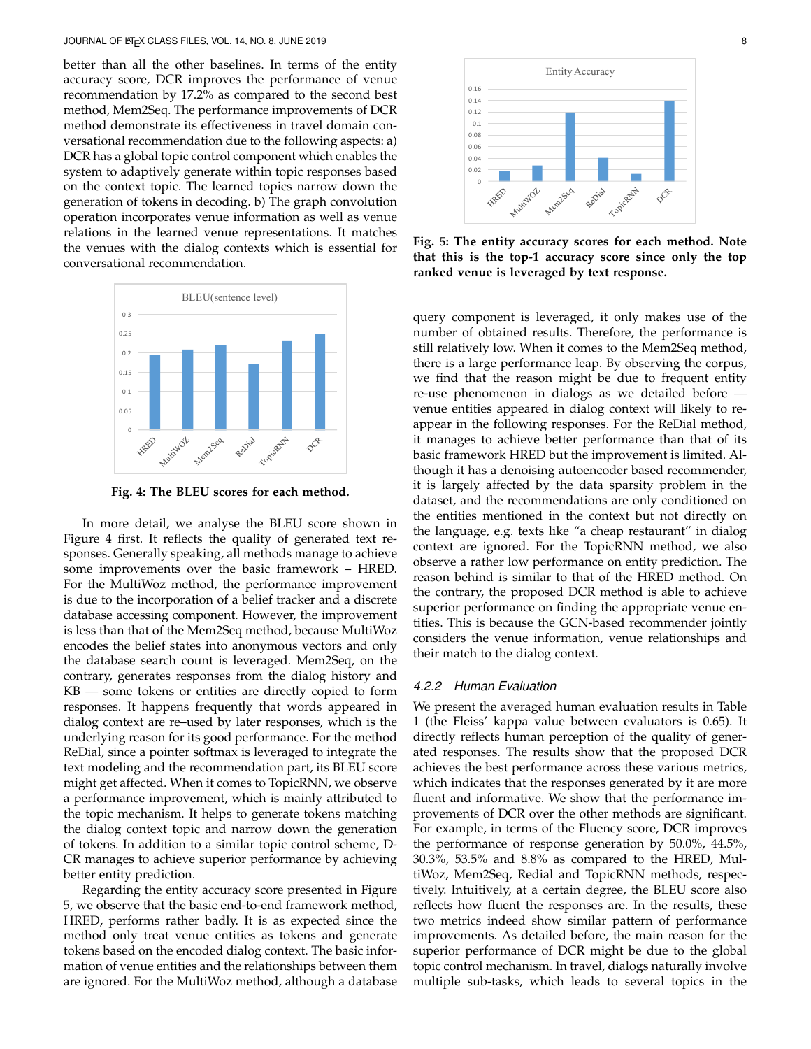better than all the other baselines. In terms of the entity accuracy score, DCR improves the performance of venue recommendation by 17.2% as compared to the second best method, Mem2Seq. The performance improvements of DCR method demonstrate its effectiveness in travel domain conversational recommendation due to the following aspects: a) DCR has a global topic control component which enables the system to adaptively generate within topic responses based on the context topic. The learned topics narrow down the generation of tokens in decoding. b) The graph convolution operation incorporates venue information as well as venue relations in the learned venue representations. It matches the venues with the dialog contexts which is essential for conversational recommendation.

**Fig. 4: The BLEU scores for each method.**

In more detail, we analyse the BLEU score shown in Figure 4 first. It reflects the quality of generated text responses. Generally speaking, all methods manage to achieve some improvements over the basic framework – HRED. For the MultiWoz method, the performance improvement is due to the incorporation of a belief tracker and a discrete database accessing component. However, the improvement is less than that of the Mem2Seq method, because MultiWoz encodes the belief states into anonymous vectors and only the database search count is leveraged. Mem2Seq, on the contrary, generates responses from the dialog history and KB — some tokens or entities are directly copied to form responses. It happens frequently that words appeared in dialog context are re–used by later responses, which is the underlying reason for its good performance. For the method ReDial, since a pointer softmax is leveraged to integrate the text modeling and the recommendation part, its BLEU score might get affected. When it comes to TopicRNN, we observe a performance improvement, which is mainly attributed to the topic mechanism. It helps to generate tokens matching the dialog context topic and narrow down the generation of tokens. In addition to a similar topic control scheme, DCR manages to achieve superior performance by achieving better entity prediction.

Regarding the entity accuracy score presented in Figure 5, we observe that the basic end-to-end framework method, HRED, performs rather badly. It is as expected since the method only treat venue entities as tokens and generate tokens based on the encoded dialog context. The basic information of venue entities and the relationships between them are ignored. For the MultiWoz method, although a database query component is leveraged, it only makes use of the number of obtained results. Therefore, the performance is still relatively low. When it comes to the Mem2Seq method, there is a large performance leap. By observing the corpus, we find that the reason might be due to frequent entity re-use phenomenon in dialogs as we detailed before — venue entities appeared in dialog context will likely to reappear in the following responses. For the ReDial method, it manages to achieve better performance than that of its basic framework HRED but the improvement is limited. Although it has a denoising autoencoder based recommender, it is largely affected by the data sparsity problem in the dataset, and the recommendations are only conditioned on the entities mentioned in the context but not directly on the language, e.g. texts like "a cheap restaurant" in dialog context are ignored. For the TopicRNN method, we also observe a rather low performance on entity prediction. The reason behind is similar to that of the HRED method. On the contrary, the proposed DCR method is able to achieve superior performance on finding the appropriate venue entities. This is because the GCN-based recommender jointly considers the venue information, venue relationships and their match to the dialog context.

**Fig. 5: The entity accuracy scores for each method. Note that this is the top-1 accuracy score since only the top ranked venue is leveraged by text response.**

#### 4.2.2 Human Evaluation

We present the averaged human evaluation results in Table 1 (the Fleiss' kappa value between evaluators is 0.65). It directly reflects human perception of the quality of generated responses. The results show that the proposed DCR achieves the best performance across these various metrics, which indicates that the responses generated by it are more fluent and informative. We show that the performance improvements of DCR over the other methods are significant. For example, in terms of the Fluency score, DCR improves the performance of response generation by 50.0%, 44.5%, 30.3%, 53.5% and 8.8% as compared to the HRED, MultiWoz, Mem2Seq, Redial and TopicRNN methods, respectively. Intuitively, at a certain degree, the BLEU score also reflects how fluent the responses are. In the results, these two metrics indeed show similar pattern of performance improvements. As detailed before, the main reason for the superior performance of DCR might be due to the global topic control mechanism. In travel, dialogs naturally involve multiple sub-tasks, which leads to several topics in the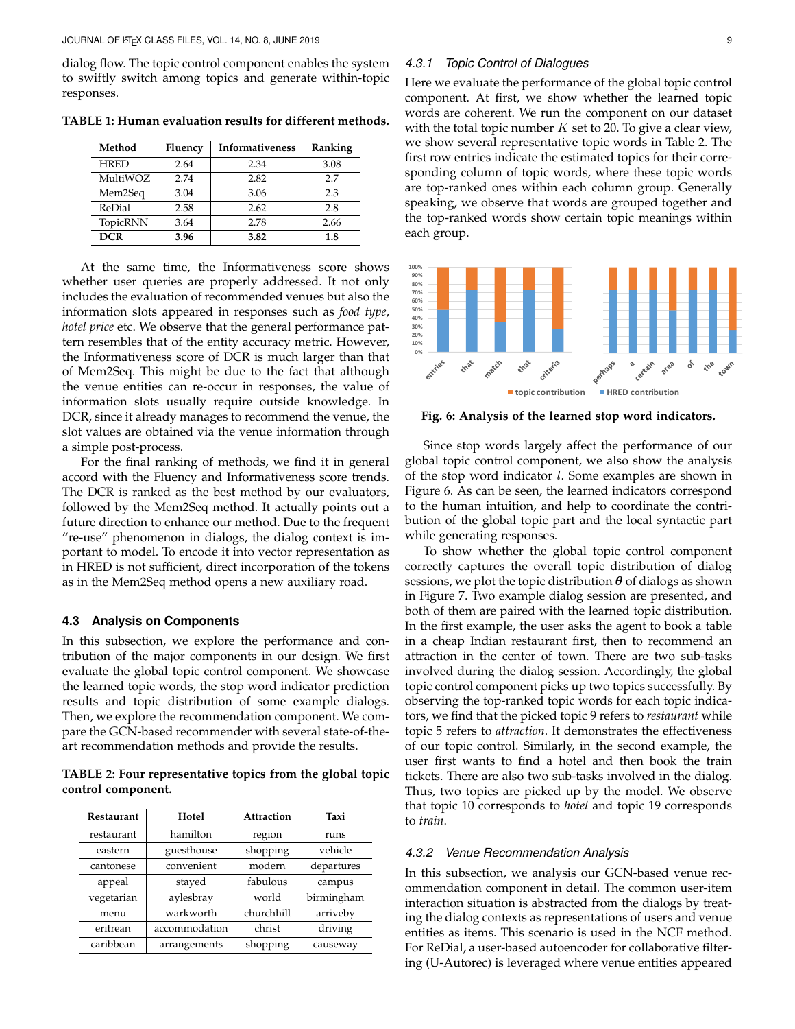dialog flow. The topic control component enables the system to swiftly switch among topics and generate within-topic responses.

**TABLE 1: Human evaluation results for different methods.**

| Method | Fluency | Informativeness | Ranking |
|---|---|---|---|
| HRED | 2.64 | 2.34 | 3.08 |
| MultiWOZ | 2.74 | 2.82 | 2.7 |
| Mem2Seq | 3.04 | 3.06 | 2.3 |
| ReDial | 2.58 | 2.62 | 2.8 |
| TopicRNN | 3.64 | 2.78 | 2.66 |
| **DCR** | **3.96** | **3.82** | **1.8** |

At the same time, the Informativeness score shows whether user queries are properly addressed. It not only includes the evaluation of recommended venues but also the information slots appeared in responses such as *food type*, *hotel price* etc. We observe that the general performance pattern resembles that of the entity accuracy metric. However, the Informativeness score of DCR is much larger than that of Mem2Seq. This might be due to the fact that although the venue entities can re-occur in responses, the value of information slots usually require outside knowledge. In DCR, since it already manages to recommend the venue, the slot values are obtained via the venue information through a simple post-process.

For the final ranking of methods, we find it in general accord with the Fluency and Informativeness score trends. The DCR is ranked as the best method by our evaluators, followed by the Mem2Seq method. It actually points out a future direction to enhance our method. Due to the frequent "re-use" phenomenon in dialogs, the dialog context is important to model. To encode it into vector representation as in HRED is not sufficient, direct incorporation of the tokens as in the Mem2Seq method opens a new auxiliary road.

### 4.3 Analysis on Components

In this subsection, we explore the performance and contribution of the major components in our design. We first evaluate the global topic control component. We showcase the learned topic words, the stop word indicator prediction results and topic distribution of some example dialogs. Then, we explore the recommendation component. We compare the GCN-based recommender with several state-of-the-art recommendation methods and provide the results.

**TABLE 2: Four representative topics from the global topic control component.**

| Restaurant | Hotel | Attraction | Taxi |
|---|---|---|---|
| restaurant | hamilton | region | runs |
| eastern | guesthouse | shopping | vehicle |
| cantonese | convenient | modern | departures |
| appeal | stayed | fabulous | campus |
| vegetarian | aylesbray | world | birmingham |
| menu | warkworth | churchhill | arriveby |
| eritrean | accommodation | christ | driving |
| caribbean | arrangements | shopping | causeway |

#### 4.3.1 Topic Control of Dialogues

Here we evaluate the performance of the global topic control component. At first, we show whether the learned topic words are coherent. We run the component on our dataset with the total topic number $K$ set to 20. To give a clear view, we show several representative topic words in Table 2. The first row entries indicate the estimated topics for their corresponding column of topic words, where these topic words are top-ranked ones within each column group. Generally speaking, we observe that words are grouped together and the top-ranked words show certain topic meanings within each group.

**Fig. 6: Analysis of the learned stop word indicators.**

Since stop words largely affect the performance of our global topic control component, we also show the analysis of the stop word indicator $l$. Some examples are shown in Figure 6. As can be seen, the learned indicators correspond to the human intuition, and help to coordinate the contribution of the global topic part and the local syntactic part while generating responses.

To show whether the global topic control component correctly captures the overall topic distribution of dialog sessions, we plot the topic distribution $\boldsymbol{\theta}$ of dialogs as shown in Figure 7. Two example dialog session are presented, and both of them are paired with the learned topic distribution. In the first example, the user asks the agent to book a table in a cheap Indian restaurant first, then to recommend an attraction in the center of town. There are two sub-tasks involved during the dialog session. Accordingly, the global topic control component picks up two topics successfully. By observing the top-ranked topic words for each topic indicators, we find that the picked topic 9 refers to *restaurant* while topic 5 refers to *attraction*. It demonstrates the effectiveness of our topic control. Similarly, in the second example, the user first wants to find a hotel and then book the train tickets. There are also two sub-tasks involved in the dialog. Thus, two topics are picked up by the model. We observe that topic 10 corresponds to *hotel* and topic 19 corresponds to *train*.

#### 4.3.2 Venue Recommendation Analysis

In this subsection, we analysis our GCN-based venue recommendation component in detail. The common user-item interaction situation is abstracted from the dialogs by treating the dialog contexts as representations of users and venue entities as items. This scenario is used in the NCF method. For ReDial, a user-based autoencoder for collaborative filtering (U-Autorec) is leveraged where venue entities appeared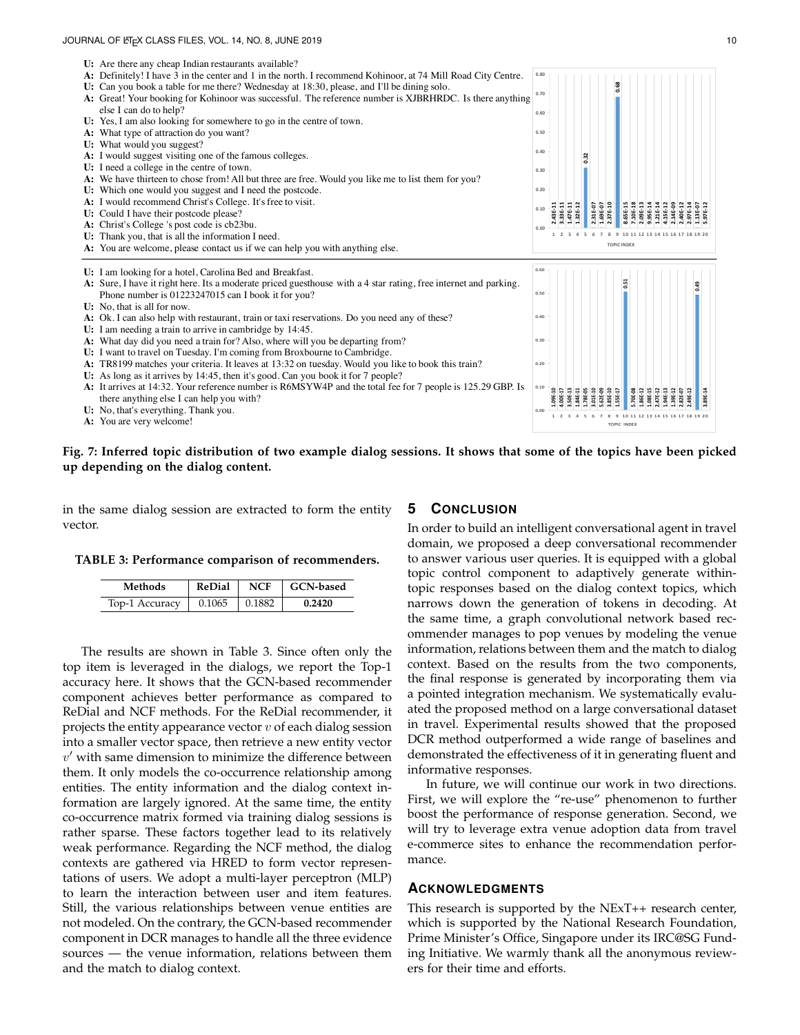**U:** Are there any cheap Indian restaurants available?
**A:** Definitely! I have 3 in the center and 1 in the north. I recommend Kohinoor, at 74 Mill Road City Centre.
**U:** Can you book a table for me there? Wednesday at 18:30, please, and I'll be dining solo.
**A:** Great! Your booking for Kohinoor was successful. The reference number is XJBRHRDC. Is there anything else I can do to help?
**U:** Yes, I am also looking for somewhere to go in the centre of town.
**A:** What type of attraction do you want?
**U:** What would you suggest?
**A:** I would suggest visiting one of the famous colleges.
**U:** I need a college in the centre of town.
**A:** We have thirteen to chose from! All but three are free. Would you like me to list them for you?
**U:** Which one would you suggest and I need the postcode.
**A:** I would recommend Christ's College. It's free to visit.
**U:** Could I have their postcode please?
**A:** Christ's College 's post code is cb23bu.
**U:** Thank you, that is all the information I need.
**A:** You are welcome, please contact us if we can help you with anything else.

**U:** I am looking for a hotel, Carolina Bed and Breakfast.
**A:** Sure, I have it right here. Its a moderate priced guesthouse with a 4 star rating, free internet and parking. Phone number is 01223247015 can I book it for you?
**U:** No, that is all for now.
**A:** Ok. I can also help with restaurant, train or taxi reservations. Do you need any of these?
**U:** I am needing a train to arrive in cambridge by 14:45.
**A:** What day did you need a train for? Also, where will you be departing from?
**U:** I want to travel on Tuesday. I'm coming from Broxbourne to Cambridge.
**A:** TR8199 matches your criteria. It leaves at 13:32 on tuesday. Would you like to book this train?
**U:** As long as it arrives by 14:45, then it's good. Can you book it for 7 people?
**A:** It arrives at 14:32. Your reference number is R6MSYW4P and the total fee for 7 people is 125.29 GBP. Is there anything else I can help you with?
**U:** No, that's everything. Thank you.
**A:** You are very welcome!

**Fig. 7: Inferred topic distribution of two example dialog sessions. It shows that some of the topics have been picked up depending on the dialog content.**

in the same dialog session are extracted to form the entity vector.

**TABLE 3: Performance comparison of recommenders.**

| Methods | ReDial | NCF | GCN-based |
|---|---|---|---|
| Top-1 Accuracy | 0.1065 | 0.1882 | **0.2420** |

The results are shown in Table 3. Since often only the top item is leveraged in the dialogs, we report the Top-1 accuracy here. It shows that the GCN-based recommender component achieves better performance as compared to ReDial and NCF methods. For the ReDial recommender, it projects the entity appearance vector $v$ of each dialog session into a smaller vector space, then retrieve a new entity vector $v'$ with same dimension to minimize the difference between them. It only models the co-occurrence relationship among entities. The entity information and the dialog context information are largely ignored. At the same time, the entity co-occurrence matrix formed via training dialog sessions is rather sparse. These factors together lead to its relatively weak performance. Regarding the NCF method, the dialog contexts are gathered via HRED to form vector representations of users. We adopt a multi-layer perceptron (MLP) to learn the interaction between user and item features. Still, the various relationships between venue entities are not modeled. On the contrary, the GCN-based recommender component in DCR manages to handle all the three evidence sources — the venue information, relations between them and the match to dialog context.

## 5 Conclusion

In order to build an intelligent conversational agent in travel domain, we proposed a deep conversational recommender to answer various user queries. It is equipped with a global topic control component to adaptively generate within-topic responses based on the dialog context topics, which narrows down the generation of tokens in decoding. At the same time, a graph convolutional network based recommender manages to pop venues by modeling the venue information, relations between them and the match to dialog context. Based on the results from the two components, the final response is generated by incorporating them via a pointed integration mechanism. We systematically evaluated the proposed method on a large conversational dataset in travel. Experimental results showed that the proposed DCR method outperformed a wide range of baselines and demonstrated the effectiveness of it in generating fluent and informative responses.

In future, we will continue our work in two directions. First, we will explore the "re-use" phenomenon to further boost the performance of response generation. Second, we will try to leverage extra venue adoption data from travel e-commerce sites to enhance the recommendation performance.

## Acknowledgments

This research is supported by the NExT++ research center, which is supported by the National Research Foundation, Prime Minister's Office, Singapore under its IRC@SG Funding Initiative. We warmly thank all the anonymous reviewers for their time and efforts.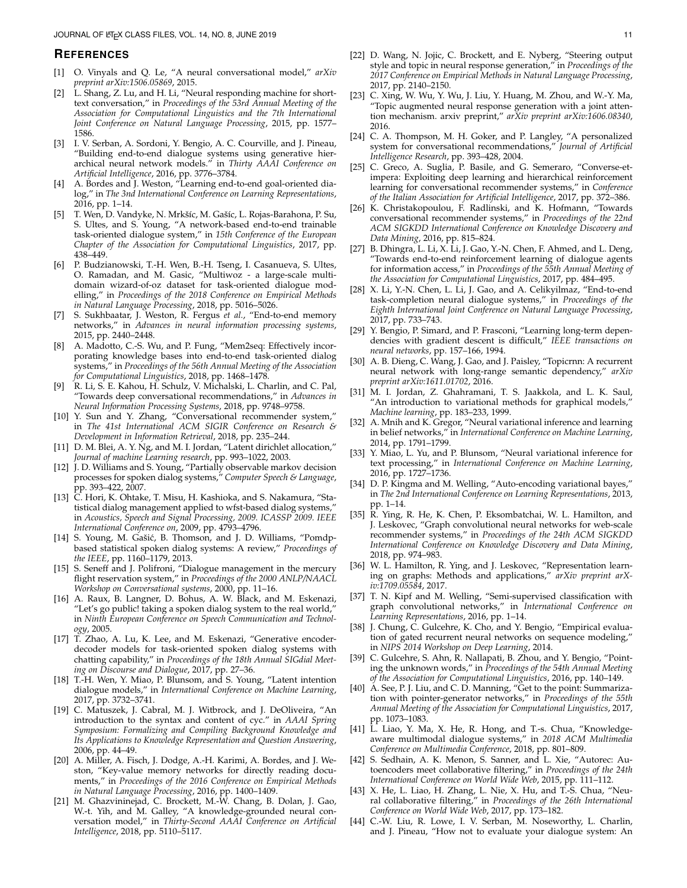## REFERENCES

[1] O. Vinyals and Q. Le, "A neural conversational model," *arXiv preprint arXiv:1506.05869*, 2015.

[2] L. Shang, Z. Lu, and H. Li, "Neural responding machine for short-text conversation," in *Proceedings of the 53rd Annual Meeting of the Association for Computational Linguistics and the 7th International Joint Conference on Natural Language Processing*, 2015, pp. 1577–1586.

[3] I. V. Serban, A. Sordoni, Y. Bengio, A. C. Courville, and J. Pineau, "Building end-to-end dialogue systems using generative hierarchical neural network models." in *Thirty AAAI Conference on Artificial Intelligence*, 2016, pp. 3776–3784.

[4] A. Bordes and J. Weston, "Learning end-to-end goal-oriented dialog," in *The 3nd International Conference on Learning Representations*, 2016, pp. 1–14.

[5] T. Wen, D. Vandyke, N. Mrkšíc, M. Gašíc, L. Rojas-Barahona, P. Su, S. Ultes, and S. Young, "A network-based end-to-end trainable task-oriented dialogue system," in *15th Conference of the European Chapter of the Association for Computational Linguistics*, 2017, pp. 438–449.

[6] P. Budzianowski, T.-H. Wen, B.-H. Tseng, I. Casanueva, S. Ultes, O. Ramadan, and M. Gasic, "Multiwoz - a large-scale multi-domain wizard-of-oz dataset for task-oriented dialogue modelling," in *Proceedings of the 2018 Conference on Empirical Methods in Natural Language Processing*, 2018, pp. 5016–5026.

[7] S. Sukhbaatar, J. Weston, R. Fergus *et al.*, "End-to-end memory networks," in *Advances in neural information processing systems*, 2015, pp. 2440–2448.

[8] A. Madotto, C.-S. Wu, and P. Fung, "Mem2seq: Effectively incorporating knowledge bases into end-to-end task-oriented dialog systems," in *Proceedings of the 56th Annual Meeting of the Association for Computational Linguistics*, 2018, pp. 1468–1478.

[9] R. Li, S. E. Kahou, H. Schulz, V. Michalski, L. Charlin, and C. Pal, "Towards deep conversational recommendations," in *Advances in Neural Information Processing Systems*, 2018, pp. 9748–9758.

[10] Y. Sun and Y. Zhang, "Conversational recommender system," in *The 41st International ACM SIGIR Conference on Research & Development in Information Retrieval*, 2018, pp. 235–244.

[11] D. M. Blei, A. Y. Ng, and M. I. Jordan, "Latent dirichlet allocation," *Journal of machine Learning research*, pp. 993–1022, 2003.

[12] J. D. Williams and S. Young, "Partially observable markov decision processes for spoken dialog systems," *Computer Speech & Language*, pp. 393–422, 2007.

[13] C. Hori, K. Ohtake, T. Misu, H. Kashioka, and S. Nakamura, "Statistical dialog management applied to wfst-based dialog systems," in *Acoustics, Speech and Signal Processing, 2009. ICASSP 2009. IEEE International Conference on*, 2009, pp. 4793–4796.

[14] S. Young, M. Gašić, B. Thomson, and J. D. Williams, "Pomdp-based statistical spoken dialog systems: A review," *Proceedings of the IEEE*, pp. 1160–1179, 2013.

[15] S. Seneff and J. Polifroni, "Dialogue management in the mercury flight reservation system," in *Proceedings of the 2000 ANLP/NAACL Workshop on Conversational systems*, 2000, pp. 11–16.

[16] A. Raux, B. Langner, D. Bohus, A. W. Black, and M. Eskenazi, "Let's go public! taking a spoken dialog system to the real world," in *Ninth European Conference on Speech Communication and Technology*, 2005.

[17] T. Zhao, A. Lu, K. Lee, and M. Eskenazi, "Generative encoder-decoder models for task-oriented spoken dialog systems with chatting capability," in *Proceedings of the 18th Annual SIGdial Meeting on Discourse and Dialogue*, 2017, pp. 27–36.

[18] T.-H. Wen, Y. Miao, P. Blunsom, and S. Young, "Latent intention dialogue models," in *International Conference on Machine Learning*, 2017, pp. 3732–3741.

[19] C. Matuszek, J. Cabral, M. J. Witbrock, and J. DeOliveira, "An introduction to the syntax and content of cyc." in *AAAI Spring Symposium: Formalizing and Compiling Background Knowledge and Its Applications to Knowledge Representation and Question Answering*, 2006, pp. 44–49.

[20] A. Miller, A. Fisch, J. Dodge, A.-H. Karimi, A. Bordes, and J. Weston, "Key-value memory networks for directly reading documents," in *Proceedings of the 2016 Conference on Empirical Methods in Natural Language Processing*, 2016, pp. 1400–1409.

[21] M. Ghazvininejad, C. Brockett, M.-W. Chang, B. Dolan, J. Gao, W.-t. Yih, and M. Galley, "A knowledge-grounded neural conversation model," in *Thirty-Second AAAI Conference on Artificial Intelligence*, 2018, pp. 5110–5117.

[22] D. Wang, N. Jojic, C. Brockett, and E. Nyberg, "Steering output style and topic in neural response generation," in *Proceedings of the 2017 Conference on Empirical Methods in Natural Language Processing*, 2017, pp. 2140–2150.

[23] C. Xing, W. Wu, Y. Wu, J. Liu, Y. Huang, M. Zhou, and W.-Y. Ma, "Topic augmented neural response generation with a joint attention mechanism. arxiv preprint," *arXiv preprint arXiv:1606.08340*, 2016.

[24] C. A. Thompson, M. H. Goker, and P. Langley, "A personalized system for conversational recommendations," *Journal of Artificial Intelligence Research*, pp. 393–428, 2004.

[25] C. Greco, A. Suglia, P. Basile, and G. Semeraro, "Converse-et-impera: Exploiting deep learning and hierarchical reinforcement learning for conversational recommender systems," in *Conference of the Italian Association for Artificial Intelligence*, 2017, pp. 372–386.

[26] K. Christakopoulou, F. Radlinski, and K. Hofmann, "Towards conversational recommender systems," in *Proceedings of the 22nd ACM SIGKDD International Conference on Knowledge Discovery and Data Mining*, 2016, pp. 815–824.

[27] B. Dhingra, L. Li, X. Li, J. Gao, Y.-N. Chen, F. Ahmed, and L. Deng, "Towards end-to-end reinforcement learning of dialogue agents for information access," in *Proceedings of the 55th Annual Meeting of the Association for Computational Linguistics*, 2017, pp. 484–495.

[28] X. Li, Y.-N. Chen, L. Li, J. Gao, and A. Celikyilmaz, "End-to-end task-completion neural dialogue systems," in *Proceedings of the Eighth International Joint Conference on Natural Language Processing*, 2017, pp. 733–743.

[29] Y. Bengio, P. Simard, and P. Frasconi, "Learning long-term dependencies with gradient descent is difficult," *IEEE transactions on neural networks*, pp. 157–166, 1994.

[30] A. B. Dieng, C. Wang, J. Gao, and J. Paisley, "Topicrnn: A recurrent neural network with long-range semantic dependency," *arXiv preprint arXiv:1611.01702*, 2016.

[31] M. I. Jordan, Z. Ghahramani, T. S. Jaakkola, and L. K. Saul, "An introduction to variational methods for graphical models," *Machine learning*, pp. 183–233, 1999.

[32] A. Mnih and K. Gregor, "Neural variational inference and learning in belief networks," in *International Conference on Machine Learning*, 2014, pp. 1791–1799.

[33] Y. Miao, L. Yu, and P. Blunsom, "Neural variational inference for text processing," in *International Conference on Machine Learning*, 2016, pp. 1727–1736.

[34] D. P. Kingma and M. Welling, "Auto-encoding variational bayes," in *The 2nd International Conference on Learning Representations*, 2013, pp. 1–14.

[35] R. Ying, R. He, K. Chen, P. Eksombatchai, W. L. Hamilton, and J. Leskovec, "Graph convolutional neural networks for web-scale recommender systems," in *Proceedings of the 24th ACM SIGKDD International Conference on Knowledge Discovery and Data Mining*, 2018, pp. 974–983.

[36] W. L. Hamilton, R. Ying, and J. Leskovec, "Representation learning on graphs: Methods and applications," *arXiv preprint arXiv:1709.05584*, 2017.

[37] T. N. Kipf and M. Welling, "Semi-supervised classification with graph convolutional networks," in *International Conference on Learning Representations*, 2016, pp. 1–14.

[38] J. Chung, C. Gulcehre, K. Cho, and Y. Bengio, "Empirical evaluation of gated recurrent neural networks on sequence modeling," in *NIPS 2014 Workshop on Deep Learning*, 2014.

[39] C. Gulcehre, S. Ahn, R. Nallapati, B. Zhou, and Y. Bengio, "Pointing the unknown words," in *Proceedings of the 54th Annual Meeting of the Association for Computational Linguistics*, 2016, pp. 140–149.

[40] A. See, P. J. Liu, and C. D. Manning, "Get to the point: Summarization with pointer-generator networks," in *Proceedings of the 55th Annual Meeting of the Association for Computational Linguistics*, 2017, pp. 1073–1083.

[41] L. Liao, Y. Ma, X. He, R. Hong, and T.-s. Chua, "Knowledge-aware multimodal dialogue systems," in *2018 ACM Multimedia Conference on Multimedia Conference*, 2018, pp. 801–809.

[42] S. Sedhain, A. K. Menon, S. Sanner, and L. Xie, "Autorec: Autoencoders meet collaborative filtering," in *Proceedings of the 24th International Conference on World Wide Web*, 2015, pp. 111–112.

[43] X. He, L. Liao, H. Zhang, L. Nie, X. Hu, and T.-S. Chua, "Neural collaborative filtering," in *Proceedings of the 26th International Conference on World Wide Web*, 2017, pp. 173–182.

[44] C.-W. Liu, R. Lowe, I. V. Serban, M. Noseworthy, L. Charlin, and J. Pineau, "How not to evaluate your dialogue system: An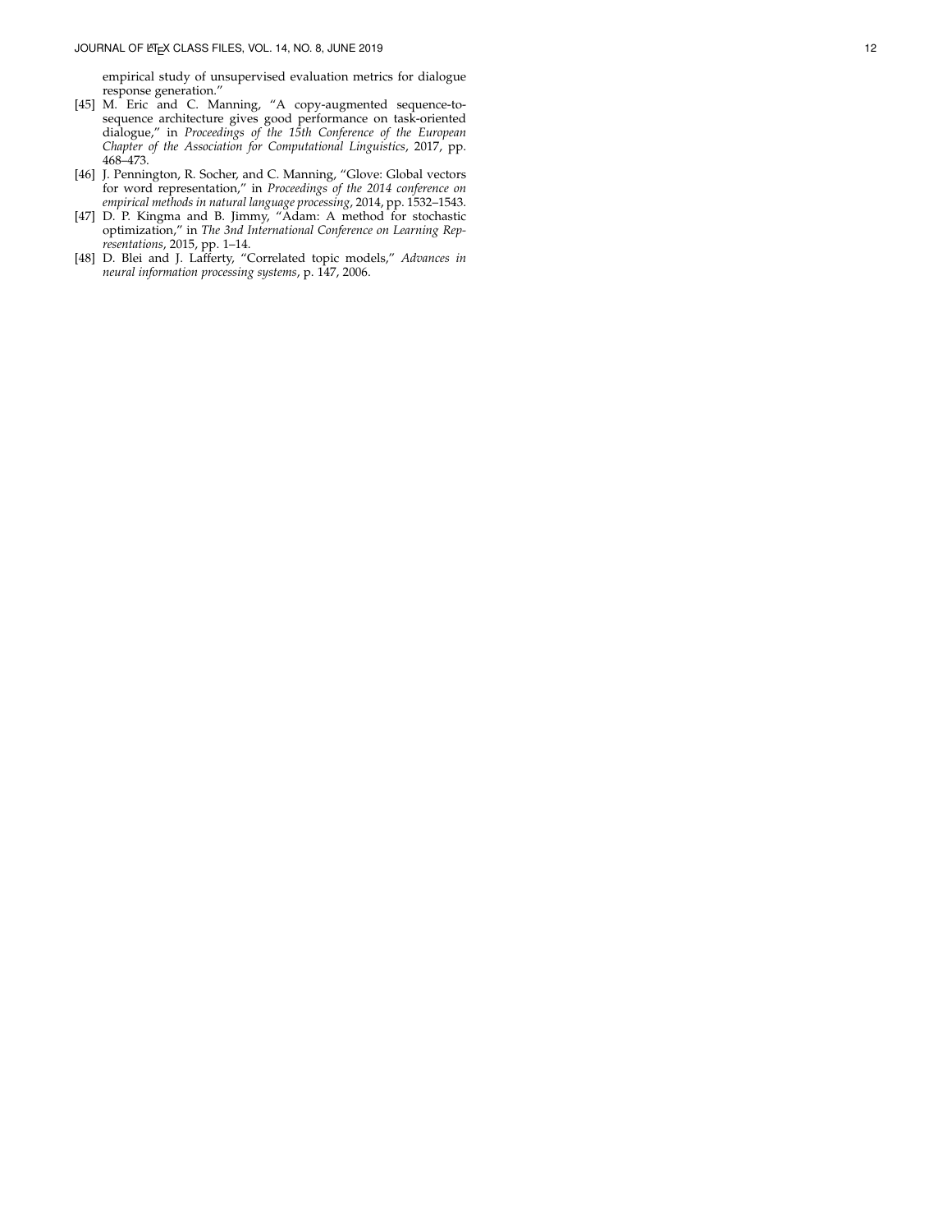empirical study of unsupervised evaluation metrics for dialogue response generation."

- [45] M. Eric and C. Manning, "A copy-augmented sequence-to-sequence architecture gives good performance on task-oriented dialogue," in *Proceedings of the 15th Conference of the European Chapter of the Association for Computational Linguistics*, 2017, pp. 468–473.
- [46] J. Pennington, R. Socher, and C. Manning, "Glove: Global vectors for word representation," in *Proceedings of the 2014 conference on empirical methods in natural language processing*, 2014, pp. 1532–1543.
- [47] D. P. Kingma and B. Jimmy, "Adam: A method for stochastic optimization," in *The 3nd International Conference on Learning Representations*, 2015, pp. 1–14.
- [48] D. Blei and J. Lafferty, "Correlated topic models," *Advances in neural information processing systems*, p. 147, 2006.